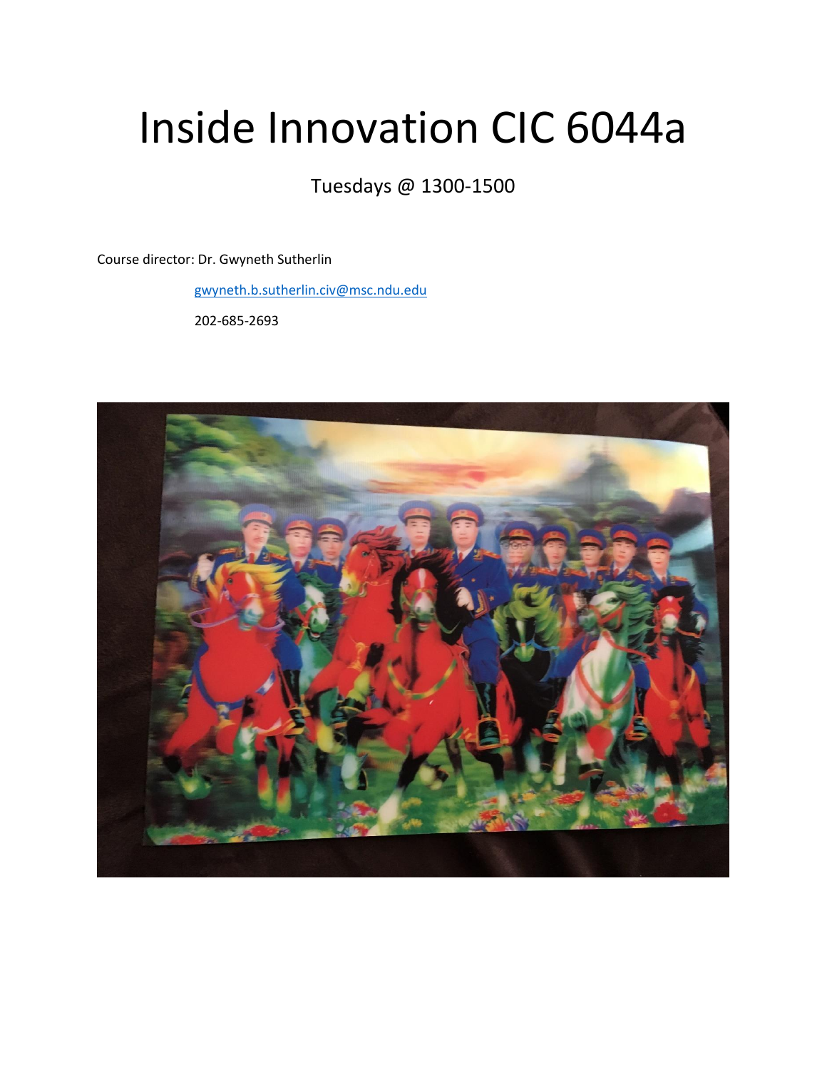# Inside Innovation CIC 6044a

Tuesdays @ 1300-1500

Course director: Dr. Gwyneth Sutherlin

gwyneth.b.sutherlin.civ@msc.ndu.edu

202-685-2693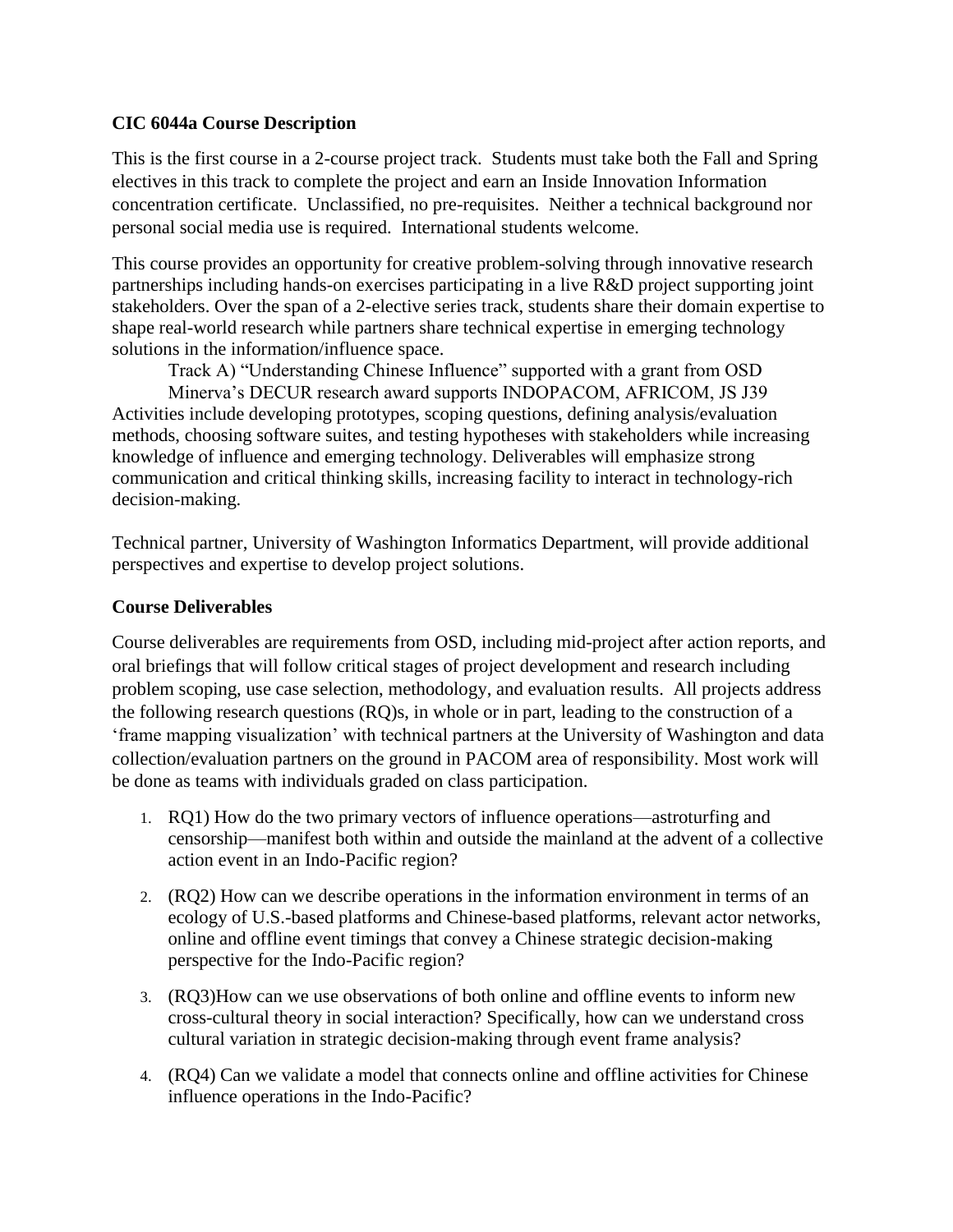**CIC 6044a Course Description**

This is the first course in a 2-course project track. Students must take both the Fall and Spring electives in this track to complete the project and earn an Inside Innovation Information concentration certificate. Unclassified, no pre-requisites. Neither a technical background nor personal social media use is required. International students welcome.

This course provides an opportunity for creative problem-solving through innovative research partnerships including hands-on exercises participating in a live R&D project supporting joint stakeholders. Over the span of a 2-elective series track, students share their domain expertise to shape real-world research while partners share technical expertise in emerging technology solutions in the information/influence space.

Track A) "Understanding Chinese Influence" supported with a grant from OSD Minerva's DECUR research award supports INDOPACOM, AFRICOM, JS J39

Activities include developing prototypes, scoping questions, defining analysis/evaluation methods, choosing software suites, and testing hypotheses with stakeholders while increasing knowledge of influence and emerging technology. Deliverables will emphasize strong communication and critical thinking skills, increasing facility to interact in technology-rich decision-making.

Technical partner, University of Washington Informatics Department, will provide additional perspectives and expertise to develop project solutions.

**Course Deliverables**

Course deliverables are requirements from OSD, including mid-project after action reports, and oral briefings that will follow critical stages of project development and research including problem scoping, use case selection, methodology, and evaluation results. All projects address the following research questions (RQ)s, in whole or in part, leading to the construction of a 'frame mapping visualization' with technical partners at the University of Washington and data collection/evaluation partners on the ground in PACOM area of responsibility. Most work will be done as teams with individuals graded on class participation.

1. RQ1) How do the two primary vectors of influence operations—astroturfing and censorship—manifest both within and outside the mainland at the advent of a collective action event in an Indo-Pacific region?
2. (RQ2) How can we describe operations in the information environment in terms of an ecology of U.S.-based platforms and Chinese-based platforms, relevant actor networks, online and offline event timings that convey a Chinese strategic decision-making perspective for the Indo-Pacific region?
3. (RQ3)How can we use observations of both online and offline events to inform new cross-cultural theory in social interaction? Specifically, how can we understand cross cultural variation in strategic decision-making through event frame analysis?
4. (RQ4) Can we validate a model that connects online and offline activities for Chinese influence operations in the Indo-Pacific?